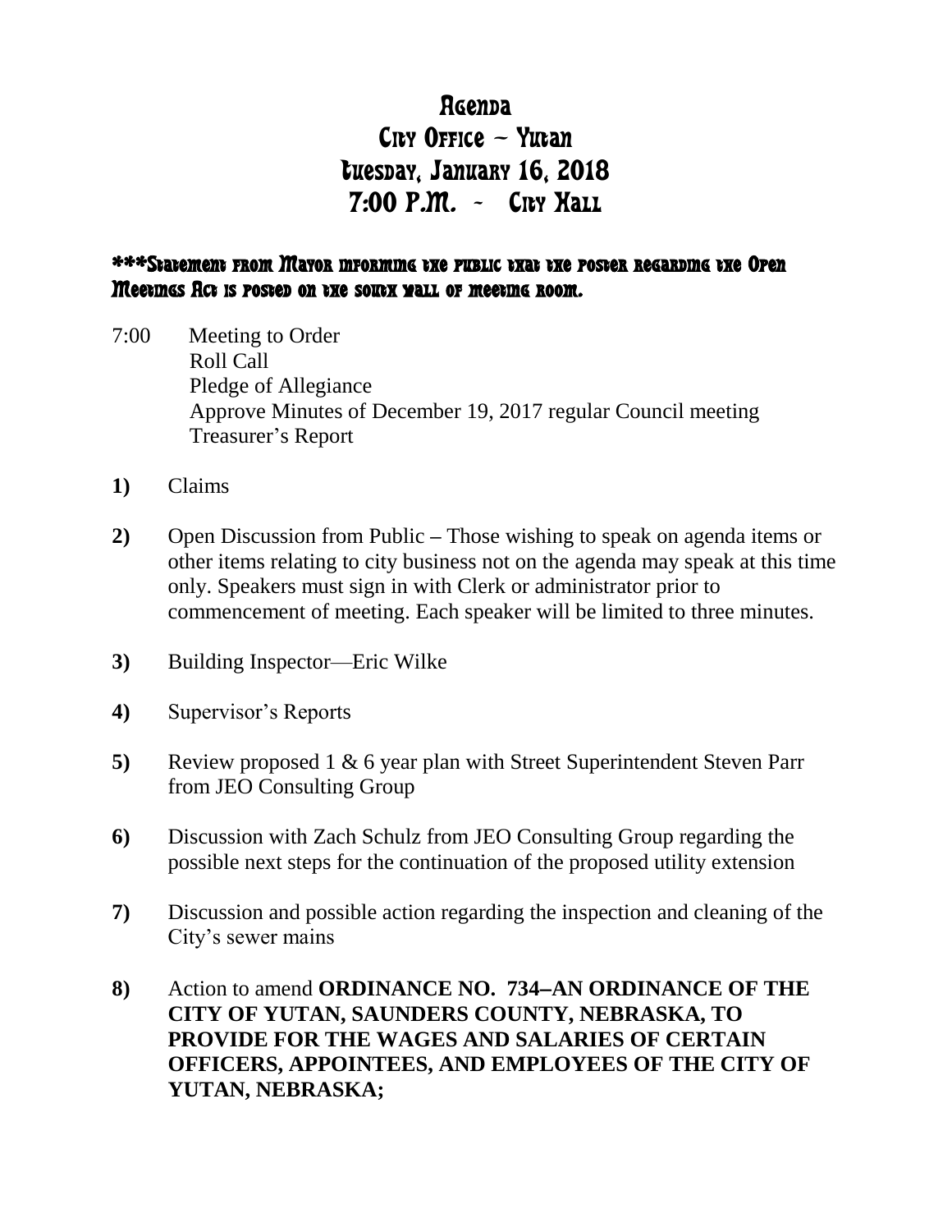# Agenda
# City Office ~ Yutan
# Tuesday, January 16, 2018
# 7:00 P.M. - City Hall

***Statement from Mayor informing the public that the poster regarding the Open Meetings Act is posted on the south wall of meeting room.

7:00 Meeting to Order
Roll Call
Pledge of Allegiance
Approve Minutes of December 19, 2017 regular Council meeting
Treasurer's Report

**1)** Claims

**2)** Open Discussion from Public – Those wishing to speak on agenda items or other items relating to city business not on the agenda may speak at this time only. Speakers must sign in with Clerk or administrator prior to commencement of meeting. Each speaker will be limited to three minutes.

**3)** Building Inspector—Eric Wilke

**4)** Supervisor's Reports

**5)** Review proposed 1 & 6 year plan with Street Superintendent Steven Parr from JEO Consulting Group

**6)** Discussion with Zach Schulz from JEO Consulting Group regarding the possible next steps for the continuation of the proposed utility extension

**7)** Discussion and possible action regarding the inspection and cleaning of the City's sewer mains

**8)** Action to amend **ORDINANCE NO. 734–AN ORDINANCE OF THE CITY OF YUTAN, SAUNDERS COUNTY, NEBRASKA, TO PROVIDE FOR THE WAGES AND SALARIES OF CERTAIN OFFICERS, APPOINTEES, AND EMPLOYEES OF THE CITY OF YUTAN, NEBRASKA;**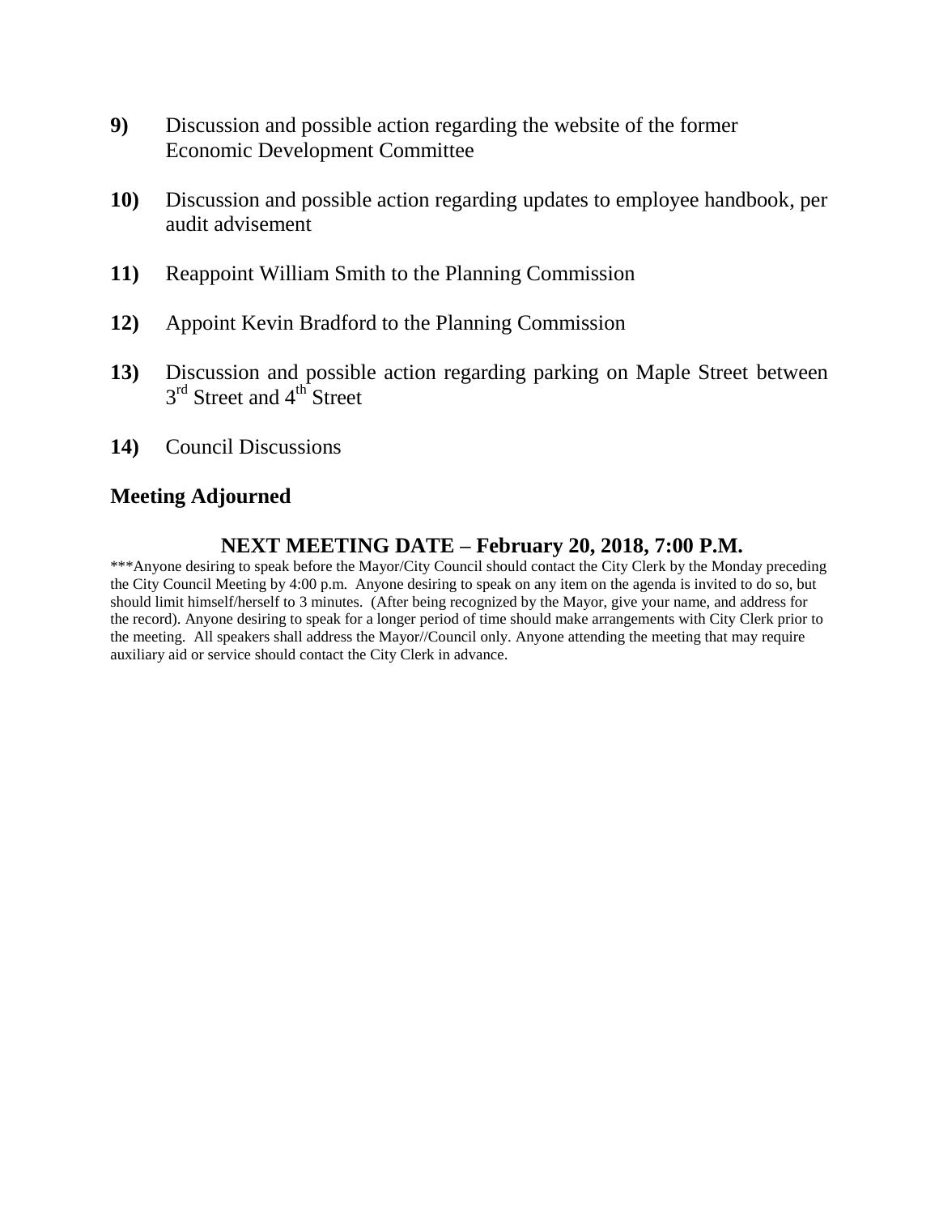**9)** Discussion and possible action regarding the website of the former Economic Development Committee

**10)** Discussion and possible action regarding updates to employee handbook, per audit advisement

**11)** Reappoint William Smith to the Planning Commission

**12)** Appoint Kevin Bradford to the Planning Commission

**13)** Discussion and possible action regarding parking on Maple Street between 3rd Street and 4th Street

**14)** Council Discussions

## Meeting Adjourned

### NEXT MEETING DATE – February 20, 2018, 7:00 P.M.

***Anyone desiring to speak before the Mayor/City Council should contact the City Clerk by the Monday preceding the City Council Meeting by 4:00 p.m. Anyone desiring to speak on any item on the agenda is invited to do so, but should limit himself/herself to 3 minutes. (After being recognized by the Mayor, give your name, and address for the record). Anyone desiring to speak for a longer period of time should make arrangements with City Clerk prior to the meeting. All speakers shall address the Mayor//Council only. Anyone attending the meeting that may require auxiliary aid or service should contact the City Clerk in advance.